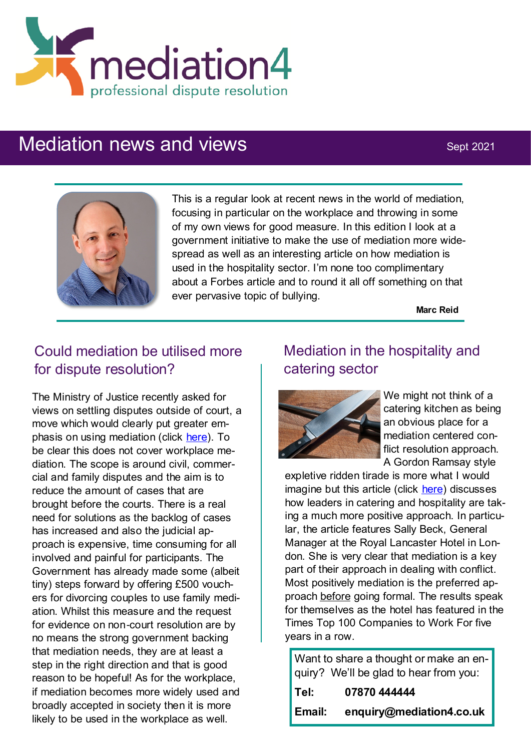mediation4

professional dispute resolution

# Mediation news and views

Sept 2021

This is a regular look at recent news in the world of mediation, focusing in particular on the workplace and throwing in some of my own views for good measure. In this edition I look at a government initiative to make the use of mediation more widespread as well as an interesting article on how mediation is used in the hospitality sector. I'm none too complimentary about a Forbes article and to round it all off something on that ever pervasive topic of bullying.

**Marc Reid**

## Could mediation be utilised more for dispute resolution?

The Ministry of Justice recently asked for views on settling disputes outside of court, a move which would clearly put greater emphasis on using mediation (click here). To be clear this does not cover workplace mediation. The scope is around civil, commercial and family disputes and the aim is to reduce the amount of cases that are brought before the courts. There is a real need for solutions as the backlog of cases has increased and also the judicial approach is expensive, time consuming for all involved and painful for participants. The Government has already made some (albeit tiny) steps forward by offering £500 vouchers for divorcing couples to use family mediation. Whilst this measure and the request for evidence on non-court resolution are by no means the strong government backing that mediation needs, they are at least a step in the right direction and that is good reason to be hopeful! As for the workplace, if mediation becomes more widely used and broadly accepted in society then it is more likely to be used in the workplace as well.

## Mediation in the hospitality and catering sector

We might not think of a catering kitchen as being an obvious place for a mediation centered conflict resolution approach. A Gordon Ramsay style expletive ridden tirade is more what I would imagine but this article (click here) discusses how leaders in catering and hospitality are taking a much more positive approach. In particular, the article features Sally Beck, General Manager at the Royal Lancaster Hotel in London. She is very clear that mediation is a key part of their approach in dealing with conflict. Most positively mediation is the preferred approach before going formal. The results speak for themselves as the hotel has featured in the Times Top 100 Companies to Work For five years in a row.

Want to share a thought or make an enquiry? We'll be glad to hear from you:

**Tel:** **07870 444444**

**Email:** **enquiry@mediation4.co.uk**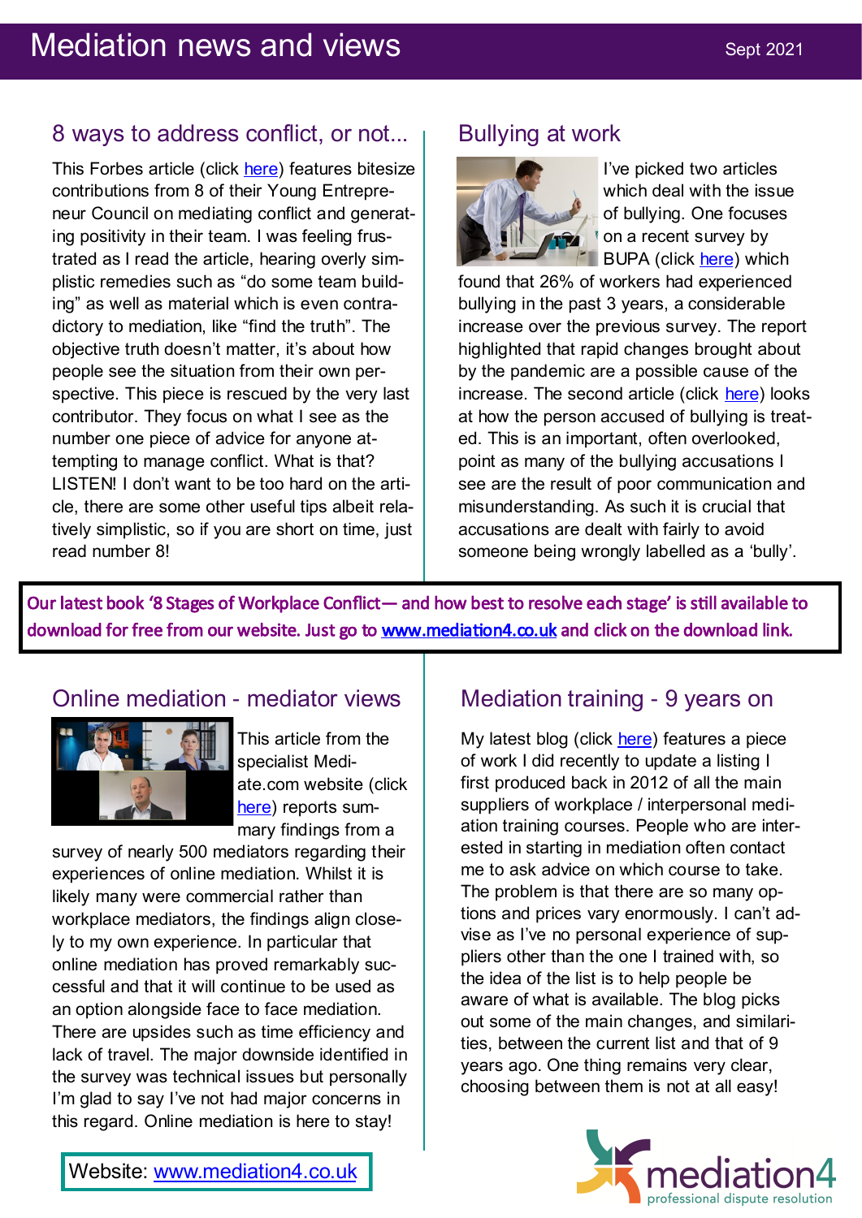# Mediation news and views

Sept 2021

## 8 ways to address conflict, or not...

This Forbes article (click here) features bitesize contributions from 8 of their Young Entrepreneur Council on mediating conflict and generating positivity in their team. I was feeling frustrated as I read the article, hearing overly simplistic remedies such as "do some team building" as well as material which is even contradictory to mediation, like "find the truth". The objective truth doesn't matter, it's about how people see the situation from their own perspective. This piece is rescued by the very last contributor. They focus on what I see as the number one piece of advice for anyone attempting to manage conflict. What is that? LISTEN! I don't want to be too hard on the article, there are some other useful tips albeit relatively simplistic, so if you are short on time, just read number 8!

## Bullying at work

I've picked two articles which deal with the issue of bullying. One focuses on a recent survey by BUPA (click here) which found that 26% of workers had experienced bullying in the past 3 years, a considerable increase over the previous survey. The report highlighted that rapid changes brought about by the pandemic are a possible cause of the increase. The second article (click here) looks at how the person accused of bullying is treated. This is an important, often overlooked, point as many of the bullying accusations I see are the result of poor communication and misunderstanding. As such it is crucial that accusations are dealt with fairly to avoid someone being wrongly labelled as a 'bully'.

**Our latest book '8 Stages of Workplace Conflict— and how best to resolve each stage' is still available to download for free from our website. Just go to www.mediation4.co.uk and click on the download link.**

## Online mediation - mediator views

This article from the specialist Mediate.com website (click here) reports summary findings from a survey of nearly 500 mediators regarding their experiences of online mediation. Whilst it is likely many were commercial rather than workplace mediators, the findings align closely to my own experience. In particular that online mediation has proved remarkably successful and that it will continue to be used as an option alongside face to face mediation. There are upsides such as time efficiency and lack of travel. The major downside identified in the survey was technical issues but personally I'm glad to say I've not had major concerns in this regard. Online mediation is here to stay!

## Mediation training - 9 years on

My latest blog (click here) features a piece of work I did recently to update a listing I first produced back in 2012 of all the main suppliers of workplace / interpersonal mediation training courses. People who are interested in starting in mediation often contact me to ask advice on which course to take. The problem is that there are so many options and prices vary enormously. I can't advise as I've no personal experience of suppliers other than the one I trained with, so the idea of the list is to help people be aware of what is available. The blog picks out some of the main changes, and similarities, between the current list and that of 9 years ago. One thing remains very clear, choosing between them is not at all easy!

Website: www.mediation4.co.uk

mediation4
professional dispute resolution